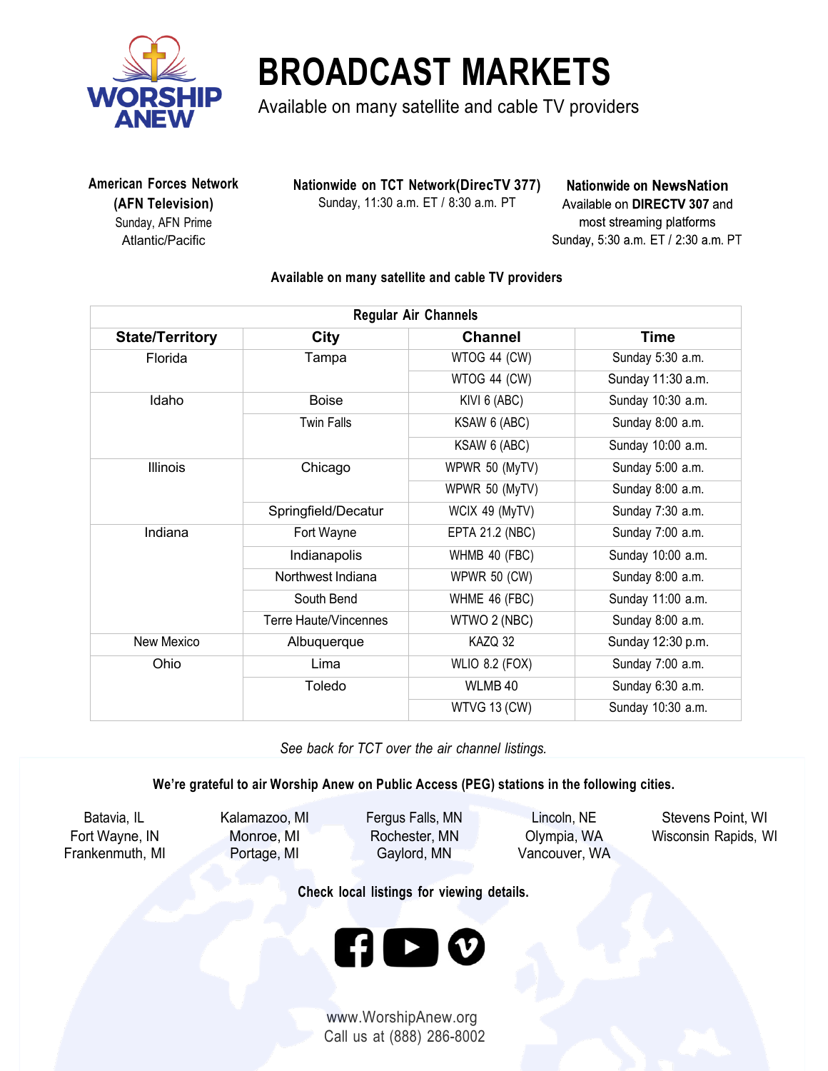# BROADCAST MARKETS

Available on many satellite and cable TV providers

**American Forces Network (AFN Television)**
Sunday, AFN Prime
Atlantic/Pacific

**Nationwide on TCT Network(DirecTV 377)**
Sunday, 11:30 a.m. ET / 8:30 a.m. PT

**Nationwide on NewsNation**
Available on **DIRECTV 307** and most streaming platforms
Sunday, 5:30 a.m. ET / 2:30 a.m. PT

**Available on many satellite and cable TV providers**

| Regular Air Channels | | | |
|---|---|---|---|
| **State/Territory** | **City** | **Channel** | **Time** |
| Florida | Tampa | WTOG 44 (CW) | Sunday 5:30 a.m. |
| | | WTOG 44 (CW) | Sunday 11:30 a.m. |
| Idaho | Boise | KIVI 6 (ABC) | Sunday 10:30 a.m. |
| | Twin Falls | KSAW 6 (ABC) | Sunday 8:00 a.m. |
| | | KSAW 6 (ABC) | Sunday 10:00 a.m. |
| Illinois | Chicago | WPWR 50 (MyTV) | Sunday 5:00 a.m. |
| | | WPWR 50 (MyTV) | Sunday 8:00 a.m. |
| | Springfield/Decatur | WCIX 49 (MyTV) | Sunday 7:30 a.m. |
| Indiana | Fort Wayne | EPTA 21.2 (NBC) | Sunday 7:00 a.m. |
| | Indianapolis | WHMB 40 (FBC) | Sunday 10:00 a.m. |
| | Northwest Indiana | WPWR 50 (CW) | Sunday 8:00 a.m. |
| | South Bend | WHME 46 (FBC) | Sunday 11:00 a.m. |
| | Terre Haute/Vincennes | WTWO 2 (NBC) | Sunday 8:00 a.m. |
| New Mexico | Albuquerque | KAZQ 32 | Sunday 12:30 p.m. |
| Ohio | Lima | WLIO 8.2 (FOX) | Sunday 7:00 a.m. |
| | Toledo | WLMB 40 | Sunday 6:30 a.m. |
| | | WTVG 13 (CW) | Sunday 10:30 a.m. |

*See back for TCT over the air channel listings.*

**We're grateful to air Worship Anew on Public Access (PEG) stations in the following cities.**

Batavia, IL
Fort Wayne, IN
Frankenmuth, MI
Kalamazoo, MI
Monroe, MI
Portage, MI
Fergus Falls, MN
Rochester, MN
Gaylord, MN
Lincoln, NE
Olympia, WA
Vancouver, WA
Stevens Point, WI
Wisconsin Rapids, WI

**Check local listings for viewing details.**

www.WorshipAnew.org
Call us at (888) 286-8002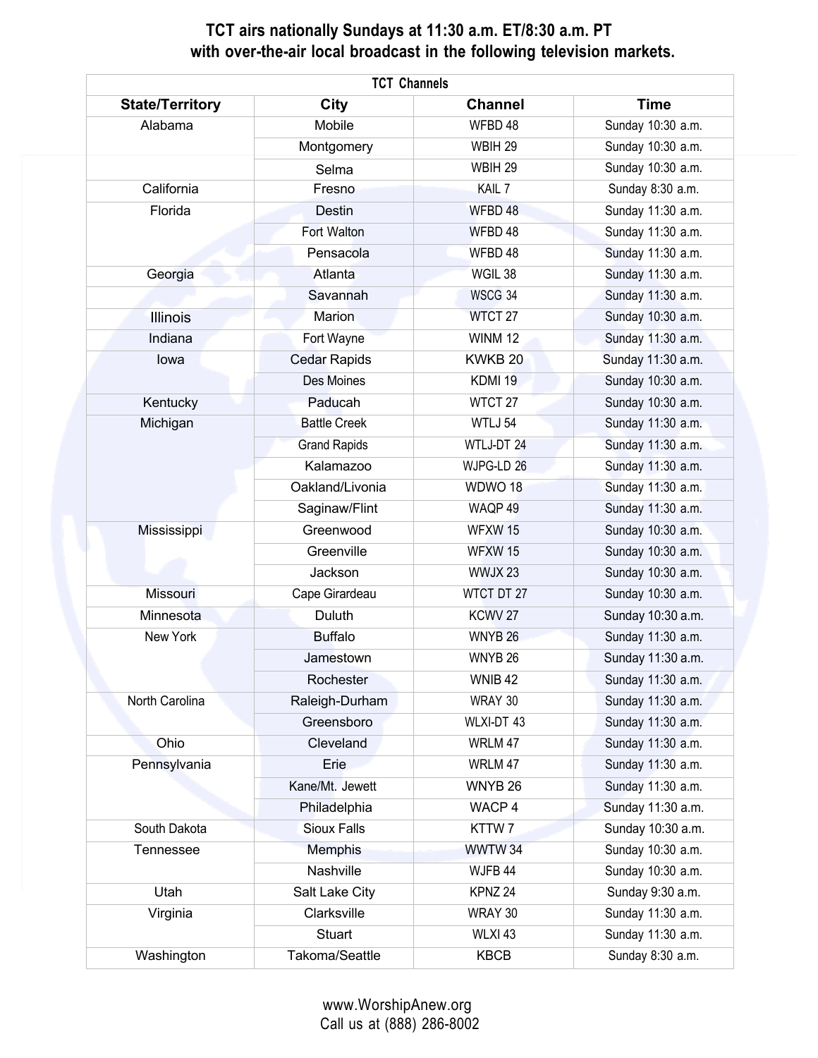**TCT airs nationally Sundays at 11:30 a.m. ET/8:30 a.m. PT with over-the-air local broadcast in the following television markets.**

| TCT Channels | | | |
|---|---|---|---|
| **State/Territory** | **City** | **Channel** | **Time** |
| Alabama | Mobile | WFBD 48 | Sunday 10:30 a.m. |
| | Montgomery | WBIH 29 | Sunday 10:30 a.m. |
| | Selma | WBIH 29 | Sunday 10:30 a.m. |
| California | Fresno | KAIL 7 | Sunday 8:30 a.m. |
| Florida | Destin | WFBD 48 | Sunday 11:30 a.m. |
| | Fort Walton | WFBD 48 | Sunday 11:30 a.m. |
| | Pensacola | WFBD 48 | Sunday 11:30 a.m. |
| Georgia | Atlanta | WGIL 38 | Sunday 11:30 a.m. |
| | Savannah | WSCG 34 | Sunday 11:30 a.m. |
| Illinois | Marion | WTCT 27 | Sunday 10:30 a.m. |
| Indiana | Fort Wayne | WINM 12 | Sunday 11:30 a.m. |
| Iowa | Cedar Rapids | KWKB 20 | Sunday 11:30 a.m. |
| | Des Moines | KDMI 19 | Sunday 10:30 a.m. |
| Kentucky | Paducah | WTCT 27 | Sunday 10:30 a.m. |
| Michigan | Battle Creek | WTLJ 54 | Sunday 11:30 a.m. |
| | Grand Rapids | WTLJ-DT 24 | Sunday 11:30 a.m. |
| | Kalamazoo | WJPG-LD 26 | Sunday 11:30 a.m. |
| | Oakland/Livonia | WDWO 18 | Sunday 11:30 a.m. |
| | Saginaw/Flint | WAQP 49 | Sunday 11:30 a.m. |
| Mississippi | Greenwood | WFXW 15 | Sunday 10:30 a.m. |
| | Greenville | WFXW 15 | Sunday 10:30 a.m. |
| | Jackson | WWJX 23 | Sunday 10:30 a.m. |
| Missouri | Cape Girardeau | WTCT DT 27 | Sunday 10:30 a.m. |
| Minnesota | Duluth | KCWV 27 | Sunday 10:30 a.m. |
| New York | Buffalo | WNYB 26 | Sunday 11:30 a.m. |
| | Jamestown | WNYB 26 | Sunday 11:30 a.m. |
| | Rochester | WNIB 42 | Sunday 11:30 a.m. |
| North Carolina | Raleigh-Durham | WRAY 30 | Sunday 11:30 a.m. |
| | Greensboro | WLXI-DT 43 | Sunday 11:30 a.m. |
| Ohio | Cleveland | WRLM 47 | Sunday 11:30 a.m. |
| Pennsylvania | Erie | WRLM 47 | Sunday 11:30 a.m. |
| | Kane/Mt. Jewett | WNYB 26 | Sunday 11:30 a.m. |
| | Philadelphia | WACP 4 | Sunday 11:30 a.m. |
| South Dakota | Sioux Falls | KTTW 7 | Sunday 10:30 a.m. |
| Tennessee | Memphis | WWTW 34 | Sunday 10:30 a.m. |
| | Nashville | WJFB 44 | Sunday 10:30 a.m. |
| Utah | Salt Lake City | KPNZ 24 | Sunday 9:30 a.m. |
| Virginia | Clarksville | WRAY 30 | Sunday 11:30 a.m. |
| | Stuart | WLXI 43 | Sunday 11:30 a.m. |
| Washington | Takoma/Seattle | KBCB | Sunday 8:30 a.m. |

www.WorshipAnew.org
Call us at (888) 286-8002